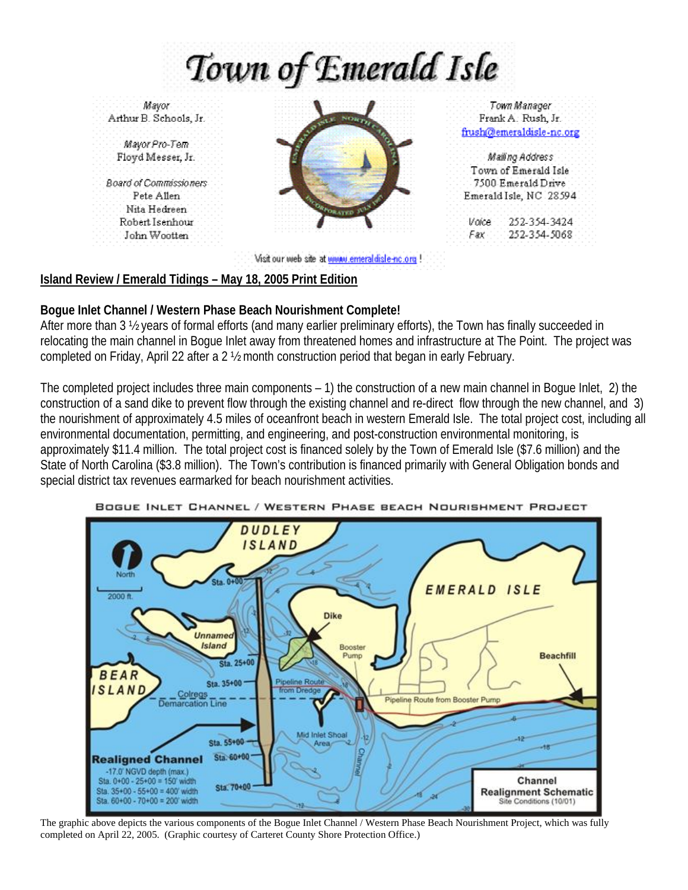# Town of Emerald Isle

Mayor
Arthur B. Schools, Jr.

Mayor Pro-Tem
Floyd Messer, Jr.

Board of Commissioners
Pete Allen
Nita Hedreen
Robert Isenhour
John Wootten

Town Manager
Frank A. Rush, Jr.
frush@emeraldisle-nc.org

Mailing Address
Town of Emerald Isle
7500 Emerald Drive
Emerald Isle, NC 28594

Voice 252-354-3424
Fax 252-354-5068

Visit our web site at www.emeraldisle-nc.org !

## Island Review / Emerald Tidings – May 18, 2005 Print Edition

### Bogue Inlet Channel / Western Phase Beach Nourishment Complete!

After more than 3 ½ years of formal efforts (and many earlier preliminary efforts), the Town has finally succeeded in relocating the main channel in Bogue Inlet away from threatened homes and infrastructure at The Point. The project was completed on Friday, April 22 after a 2 ½ month construction period that began in early February.

The completed project includes three main components – 1) the construction of a new main channel in Bogue Inlet, 2) the construction of a sand dike to prevent flow through the existing channel and re-direct flow through the new channel, and 3) the nourishment of approximately 4.5 miles of oceanfront beach in western Emerald Isle. The total project cost, including all environmental documentation, permitting, and engineering, and post-construction environmental monitoring, is approximately $11.4 million. The total project cost is financed solely by the Town of Emerald Isle ($7.6 million) and the State of North Carolina ($3.8 million). The Town's contribution is financed primarily with General Obligation bonds and special district tax revenues earmarked for beach nourishment activities.

BOGUE INLET CHANNEL / WESTERN PHASE BEACH NOURISHMENT PROJECT

The graphic above depicts the various components of the Bogue Inlet Channel / Western Phase Beach Nourishment Project, which was fully completed on April 22, 2005. (Graphic courtesy of Carteret County Shore Protection Office.)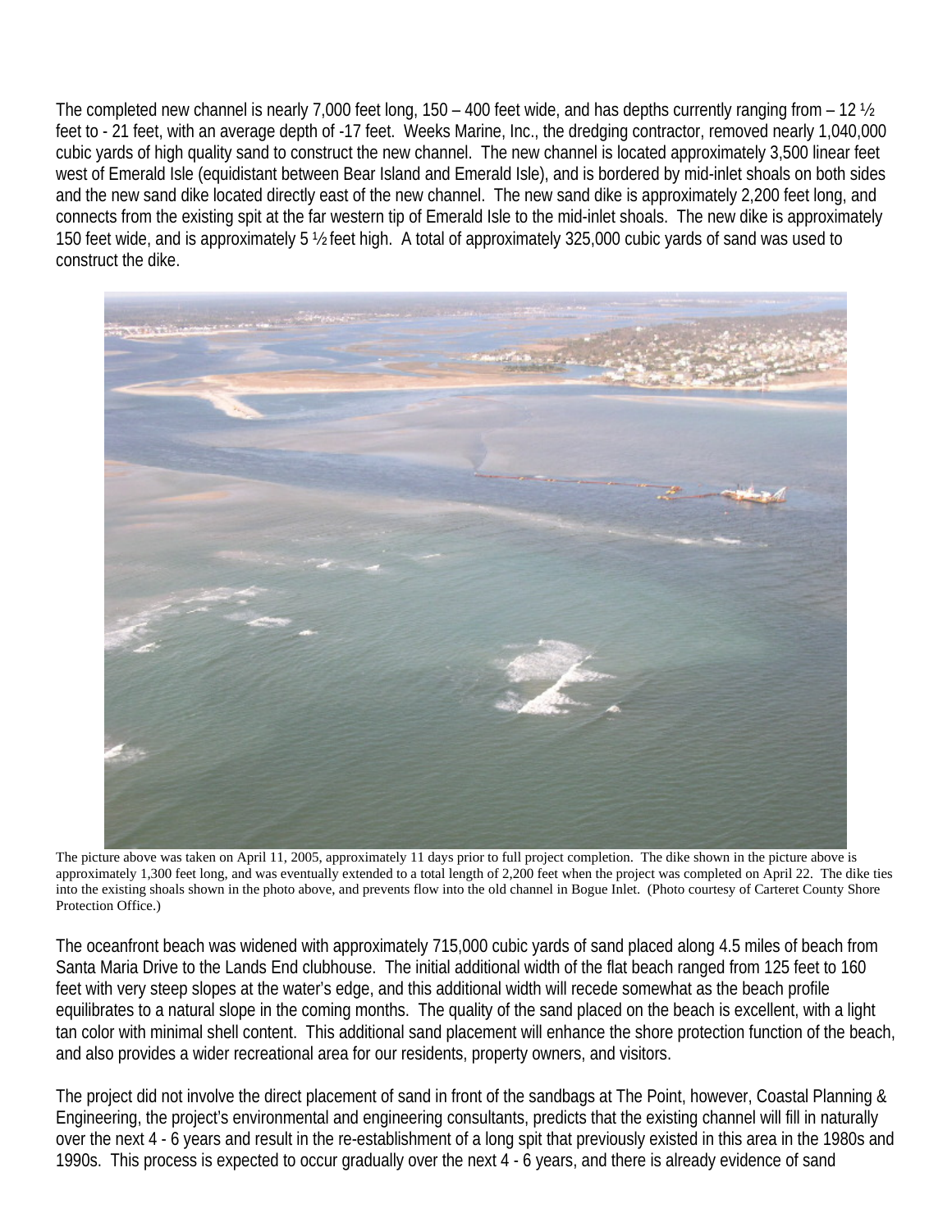The completed new channel is nearly 7,000 feet long, 150 – 400 feet wide, and has depths currently ranging from – 12 ½ feet to - 21 feet, with an average depth of -17 feet. Weeks Marine, Inc., the dredging contractor, removed nearly 1,040,000 cubic yards of high quality sand to construct the new channel. The new channel is located approximately 3,500 linear feet west of Emerald Isle (equidistant between Bear Island and Emerald Isle), and is bordered by mid-inlet shoals on both sides and the new sand dike located directly east of the new channel. The new sand dike is approximately 2,200 feet long, and connects from the existing spit at the far western tip of Emerald Isle to the mid-inlet shoals. The new dike is approximately 150 feet wide, and is approximately 5 ½ feet high. A total of approximately 325,000 cubic yards of sand was used to construct the dike.

The picture above was taken on April 11, 2005, approximately 11 days prior to full project completion. The dike shown in the picture above is approximately 1,300 feet long, and was eventually extended to a total length of 2,200 feet when the project was completed on April 22. The dike ties into the existing shoals shown in the photo above, and prevents flow into the old channel in Bogue Inlet. (Photo courtesy of Carteret County Shore Protection Office.)

The oceanfront beach was widened with approximately 715,000 cubic yards of sand placed along 4.5 miles of beach from Santa Maria Drive to the Lands End clubhouse. The initial additional width of the flat beach ranged from 125 feet to 160 feet with very steep slopes at the water's edge, and this additional width will recede somewhat as the beach profile equilibrates to a natural slope in the coming months. The quality of the sand placed on the beach is excellent, with a light tan color with minimal shell content. This additional sand placement will enhance the shore protection function of the beach, and also provides a wider recreational area for our residents, property owners, and visitors.

The project did not involve the direct placement of sand in front of the sandbags at The Point, however, Coastal Planning & Engineering, the project's environmental and engineering consultants, predicts that the existing channel will fill in naturally over the next 4 - 6 years and result in the re-establishment of a long spit that previously existed in this area in the 1980s and 1990s. This process is expected to occur gradually over the next 4 - 6 years, and there is already evidence of sand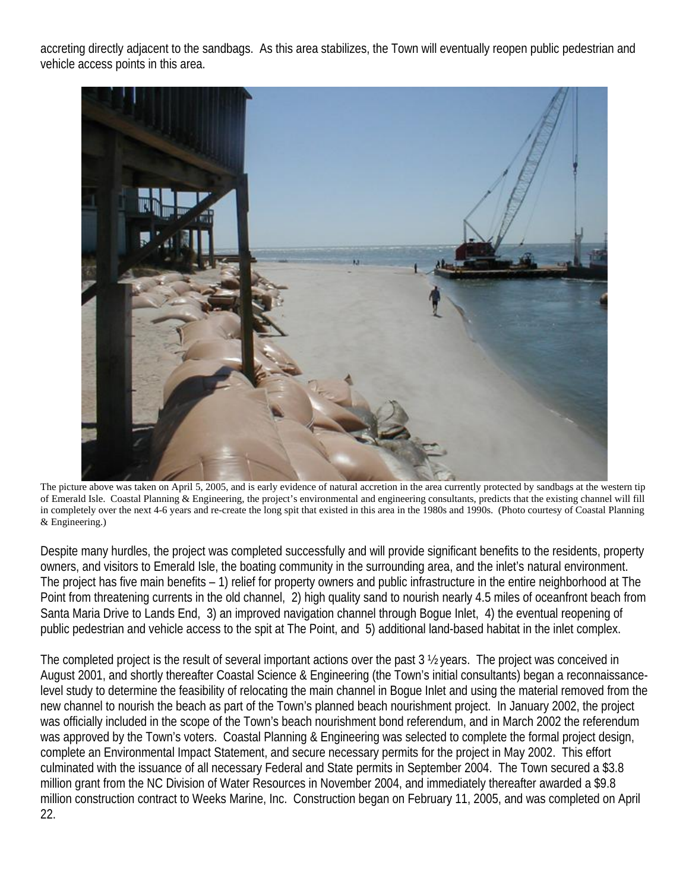accreting directly adjacent to the sandbags. As this area stabilizes, the Town will eventually reopen public pedestrian and vehicle access points in this area.

The picture above was taken on April 5, 2005, and is early evidence of natural accretion in the area currently protected by sandbags at the western tip of Emerald Isle. Coastal Planning & Engineering, the project's environmental and engineering consultants, predicts that the existing channel will fill in completely over the next 4-6 years and re-create the long spit that existed in this area in the 1980s and 1990s. (Photo courtesy of Coastal Planning & Engineering.)

Despite many hurdles, the project was completed successfully and will provide significant benefits to the residents, property owners, and visitors to Emerald Isle, the boating community in the surrounding area, and the inlet's natural environment. The project has five main benefits – 1) relief for property owners and public infrastructure in the entire neighborhood at The Point from threatening currents in the old channel, 2) high quality sand to nourish nearly 4.5 miles of oceanfront beach from Santa Maria Drive to Lands End, 3) an improved navigation channel through Bogue Inlet, 4) the eventual reopening of public pedestrian and vehicle access to the spit at The Point, and 5) additional land-based habitat in the inlet complex.

The completed project is the result of several important actions over the past 3 ½ years. The project was conceived in August 2001, and shortly thereafter Coastal Science & Engineering (the Town's initial consultants) began a reconnaissance-level study to determine the feasibility of relocating the main channel in Bogue Inlet and using the material removed from the new channel to nourish the beach as part of the Town's planned beach nourishment project. In January 2002, the project was officially included in the scope of the Town's beach nourishment bond referendum, and in March 2002 the referendum was approved by the Town's voters. Coastal Planning & Engineering was selected to complete the formal project design, complete an Environmental Impact Statement, and secure necessary permits for the project in May 2002. This effort culminated with the issuance of all necessary Federal and State permits in September 2004. The Town secured a \$3.8 million grant from the NC Division of Water Resources in November 2004, and immediately thereafter awarded a \$9.8 million construction contract to Weeks Marine, Inc. Construction began on February 11, 2005, and was completed on April 22.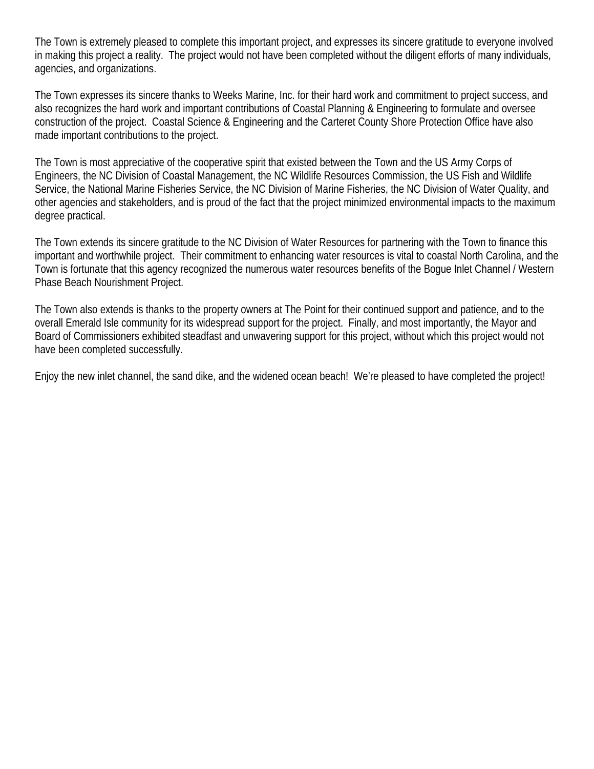The Town is extremely pleased to complete this important project, and expresses its sincere gratitude to everyone involved in making this project a reality. The project would not have been completed without the diligent efforts of many individuals, agencies, and organizations.

The Town expresses its sincere thanks to Weeks Marine, Inc. for their hard work and commitment to project success, and also recognizes the hard work and important contributions of Coastal Planning & Engineering to formulate and oversee construction of the project. Coastal Science & Engineering and the Carteret County Shore Protection Office have also made important contributions to the project.

The Town is most appreciative of the cooperative spirit that existed between the Town and the US Army Corps of Engineers, the NC Division of Coastal Management, the NC Wildlife Resources Commission, the US Fish and Wildlife Service, the National Marine Fisheries Service, the NC Division of Marine Fisheries, the NC Division of Water Quality, and other agencies and stakeholders, and is proud of the fact that the project minimized environmental impacts to the maximum degree practical.

The Town extends its sincere gratitude to the NC Division of Water Resources for partnering with the Town to finance this important and worthwhile project. Their commitment to enhancing water resources is vital to coastal North Carolina, and the Town is fortunate that this agency recognized the numerous water resources benefits of the Bogue Inlet Channel / Western Phase Beach Nourishment Project.

The Town also extends is thanks to the property owners at The Point for their continued support and patience, and to the overall Emerald Isle community for its widespread support for the project. Finally, and most importantly, the Mayor and Board of Commissioners exhibited steadfast and unwavering support for this project, without which this project would not have been completed successfully.

Enjoy the new inlet channel, the sand dike, and the widened ocean beach! We're pleased to have completed the project!